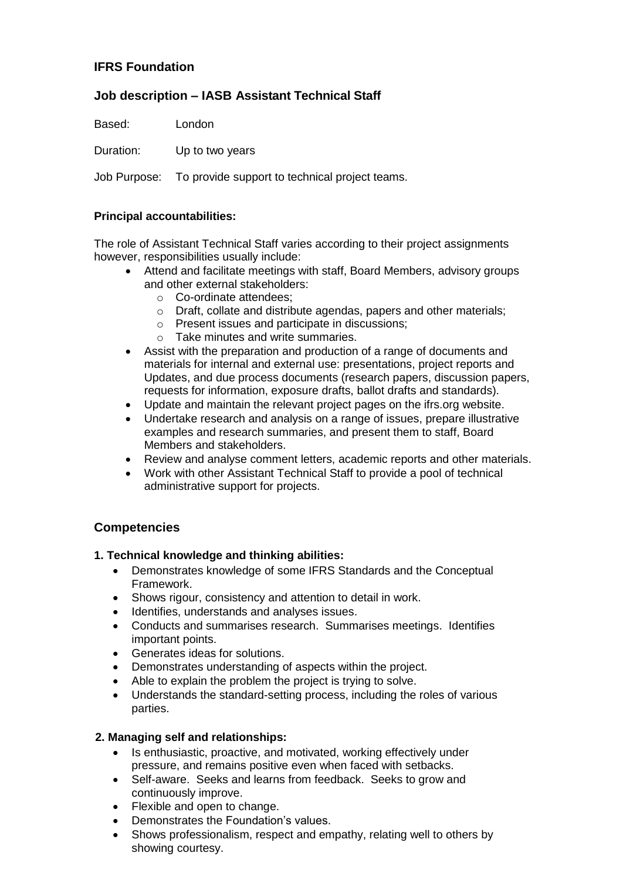## IFRS Foundation

## Job description – IASB Assistant Technical Staff

Based: London

Duration: Up to two years

Job Purpose: To provide support to technical project teams.

**Principal accountabilities:**

The role of Assistant Technical Staff varies according to their project assignments however, responsibilities usually include:

- Attend and facilitate meetings with staff, Board Members, advisory groups and other external stakeholders:
  - Co-ordinate attendees;
  - Draft, collate and distribute agendas, papers and other materials;
  - Present issues and participate in discussions;
  - Take minutes and write summaries.
- Assist with the preparation and production of a range of documents and materials for internal and external use: presentations, project reports and Updates, and due process documents (research papers, discussion papers, requests for information, exposure drafts, ballot drafts and standards).
- Update and maintain the relevant project pages on the ifrs.org website.
- Undertake research and analysis on a range of issues, prepare illustrative examples and research summaries, and present them to staff, Board Members and stakeholders.
- Review and analyse comment letters, academic reports and other materials.
- Work with other Assistant Technical Staff to provide a pool of technical administrative support for projects.

## Competencies

**1. Technical knowledge and thinking abilities:**

- Demonstrates knowledge of some IFRS Standards and the Conceptual Framework.
- Shows rigour, consistency and attention to detail in work.
- Identifies, understands and analyses issues.
- Conducts and summarises research. Summarises meetings. Identifies important points.
- Generates ideas for solutions.
- Demonstrates understanding of aspects within the project.
- Able to explain the problem the project is trying to solve.
- Understands the standard-setting process, including the roles of various parties.

**2. Managing self and relationships:**

- Is enthusiastic, proactive, and motivated, working effectively under pressure, and remains positive even when faced with setbacks.
- Self-aware. Seeks and learns from feedback. Seeks to grow and continuously improve.
- Flexible and open to change.
- Demonstrates the Foundation's values.
- Shows professionalism, respect and empathy, relating well to others by showing courtesy.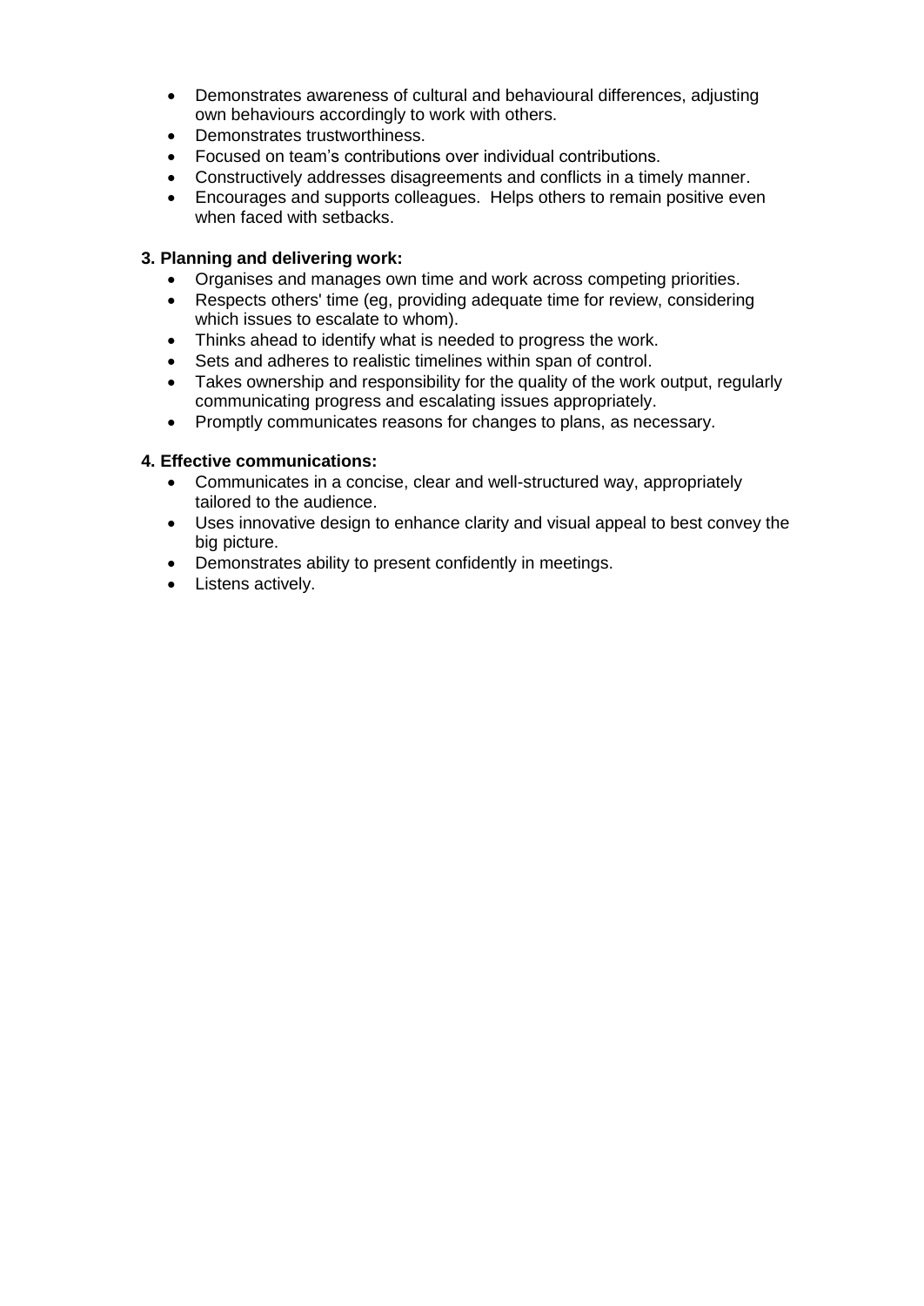- Demonstrates awareness of cultural and behavioural differences, adjusting own behaviours accordingly to work with others.
- Demonstrates trustworthiness.
- Focused on team's contributions over individual contributions.
- Constructively addresses disagreements and conflicts in a timely manner.
- Encourages and supports colleagues. Helps others to remain positive even when faced with setbacks.

**3. Planning and delivering work:**

- Organises and manages own time and work across competing priorities.
- Respects others' time (eg, providing adequate time for review, considering which issues to escalate to whom).
- Thinks ahead to identify what is needed to progress the work.
- Sets and adheres to realistic timelines within span of control.
- Takes ownership and responsibility for the quality of the work output, regularly communicating progress and escalating issues appropriately.
- Promptly communicates reasons for changes to plans, as necessary.

**4. Effective communications:**

- Communicates in a concise, clear and well-structured way, appropriately tailored to the audience.
- Uses innovative design to enhance clarity and visual appeal to best convey the big picture.
- Demonstrates ability to present confidently in meetings.
- Listens actively.